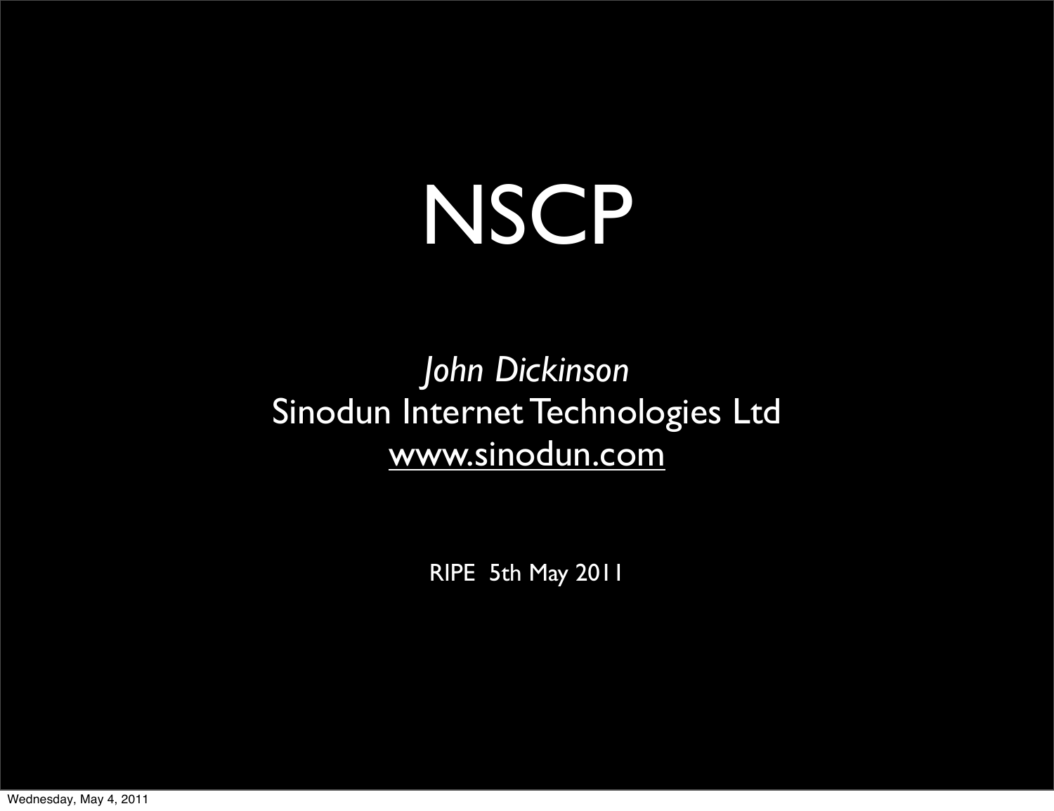# NSCP

*John Dickinson*

Sinodun Internet Technologies Ltd

www.sinodun.com

RIPE 5th May 2011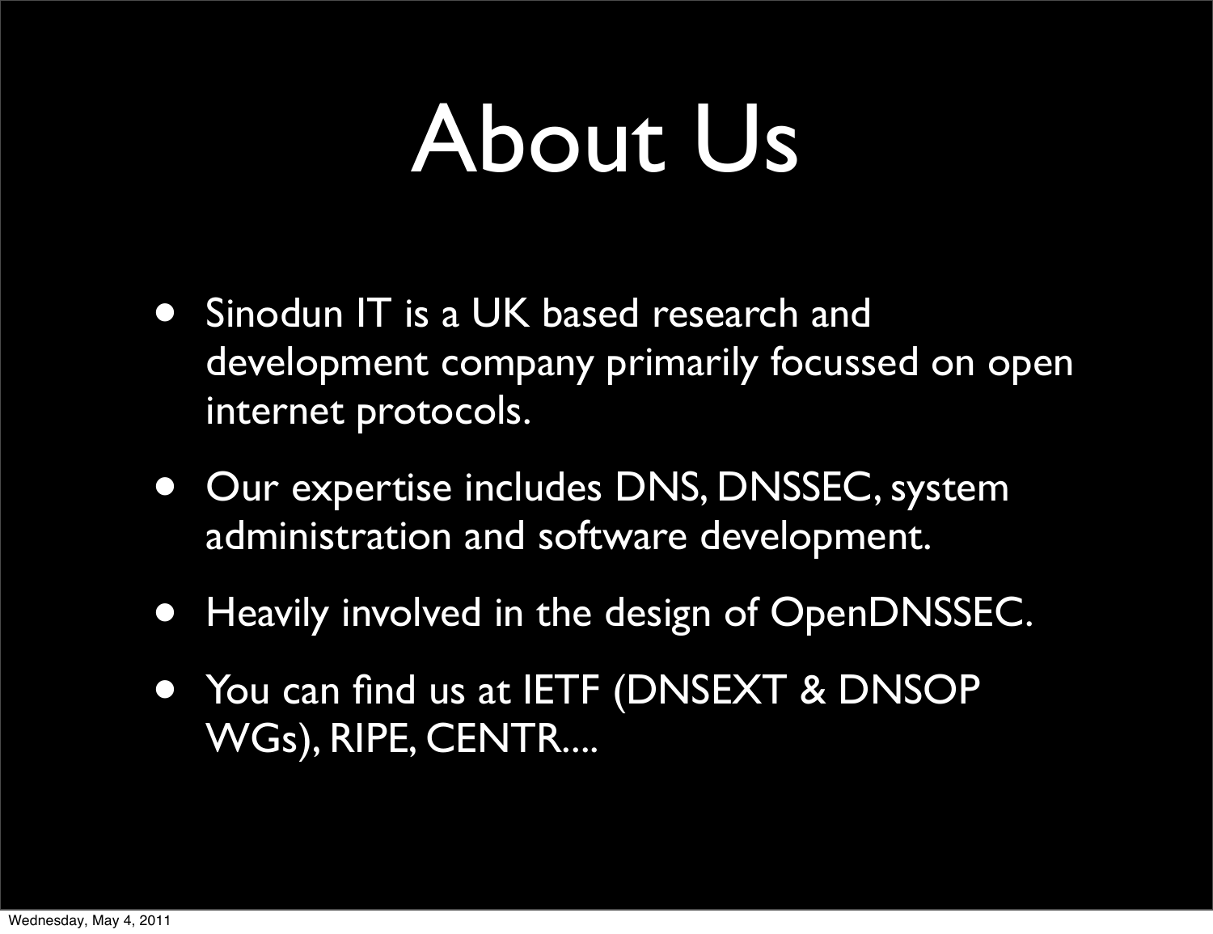# About Us

- Sinodun IT is a UK based research and development company primarily focussed on open internet protocols.
- Our expertise includes DNS, DNSSEC, system administration and software development.
- Heavily involved in the design of OpenDNSSEC.
- You can find us at IETF (DNSEXT & DNSOP WGs), RIPE, CENTR....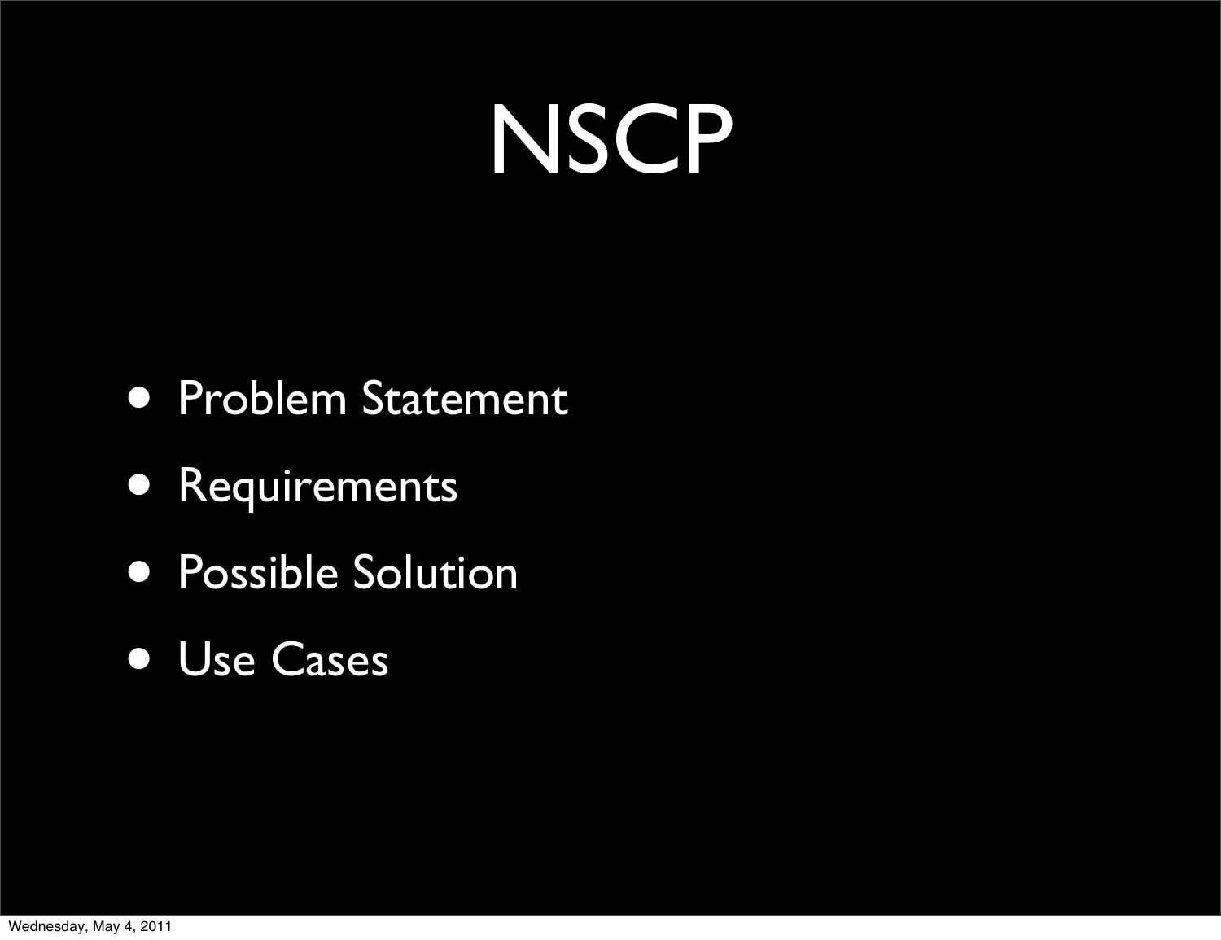# NSCP

- Problem Statement
- Requirements
- Possible Solution
- Use Cases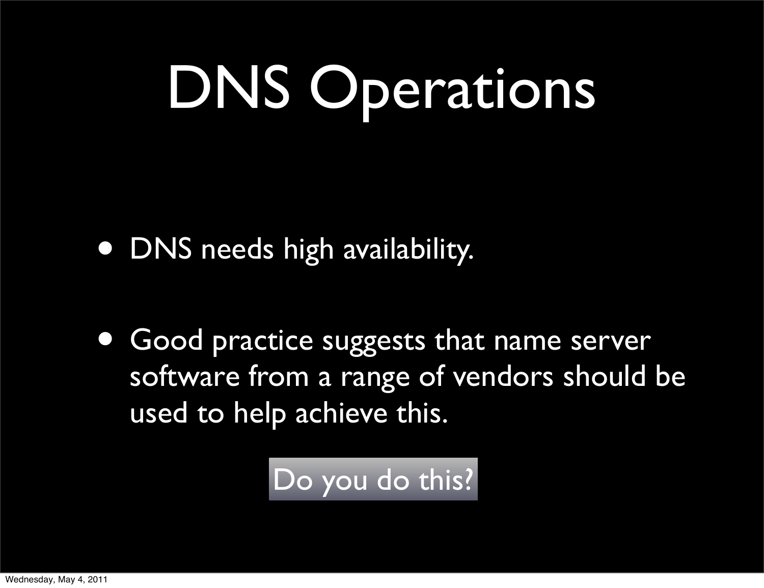# DNS Operations

- DNS needs high availability.
- Good practice suggests that name server software from a range of vendors should be used to help achieve this.

Do you do this?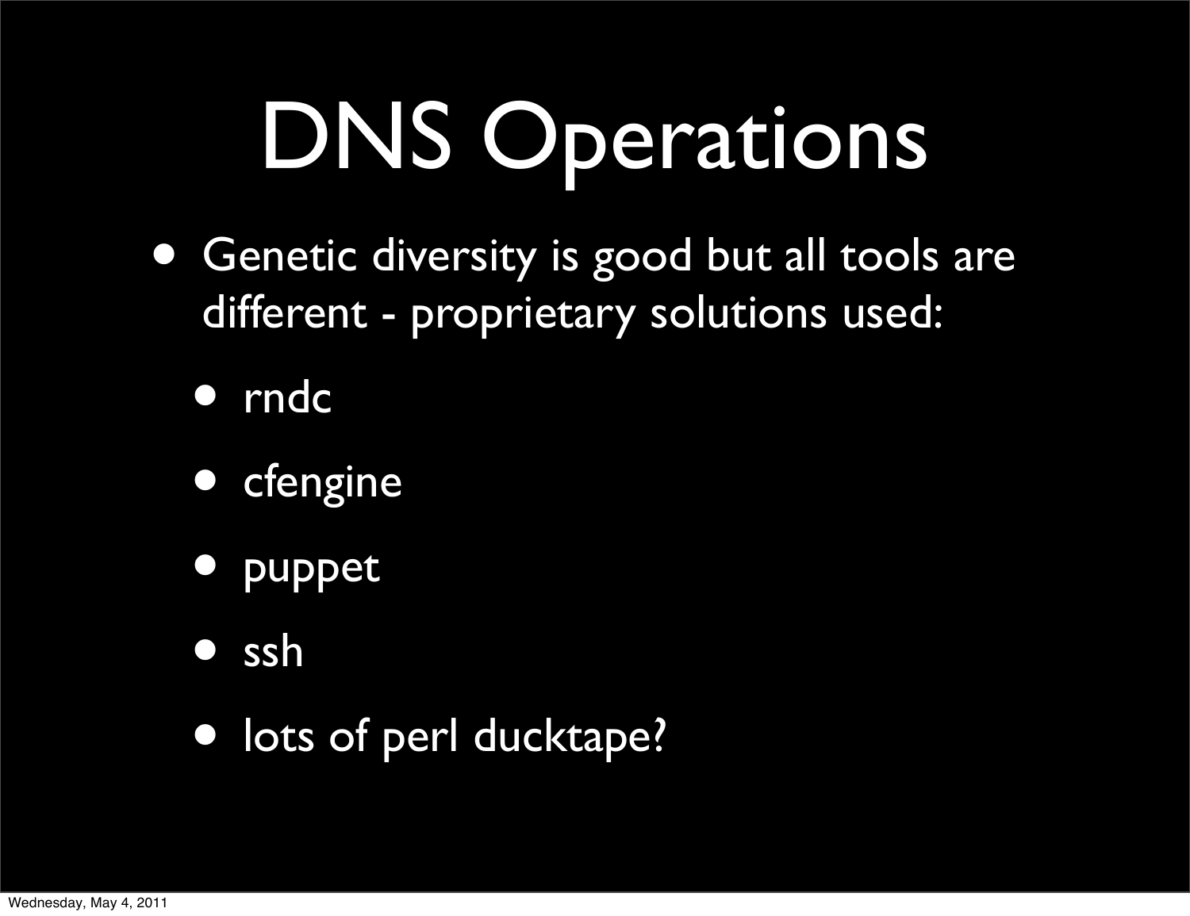# DNS Operations

- Genetic diversity is good but all tools are different - proprietary solutions used:
  - rndc
  - cfengine
  - puppet
  - ssh
  - lots of perl ducktape?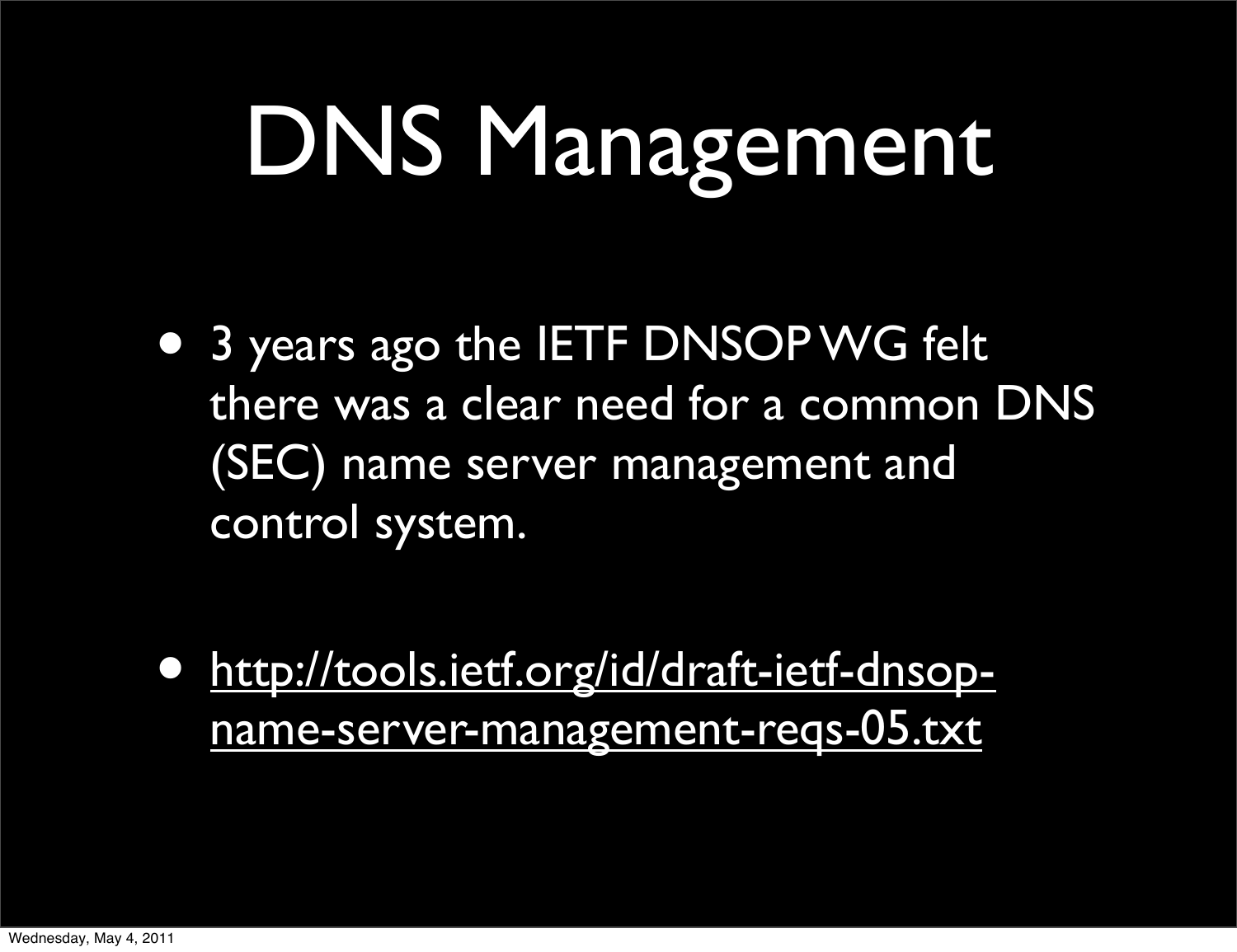# DNS Management

- 3 years ago the IETF DNSOP WG felt there was a clear need for a common DNS (SEC) name server management and control system.
- http://tools.ietf.org/id/draft-ietf-dnsop-name-server-management-reqs-05.txt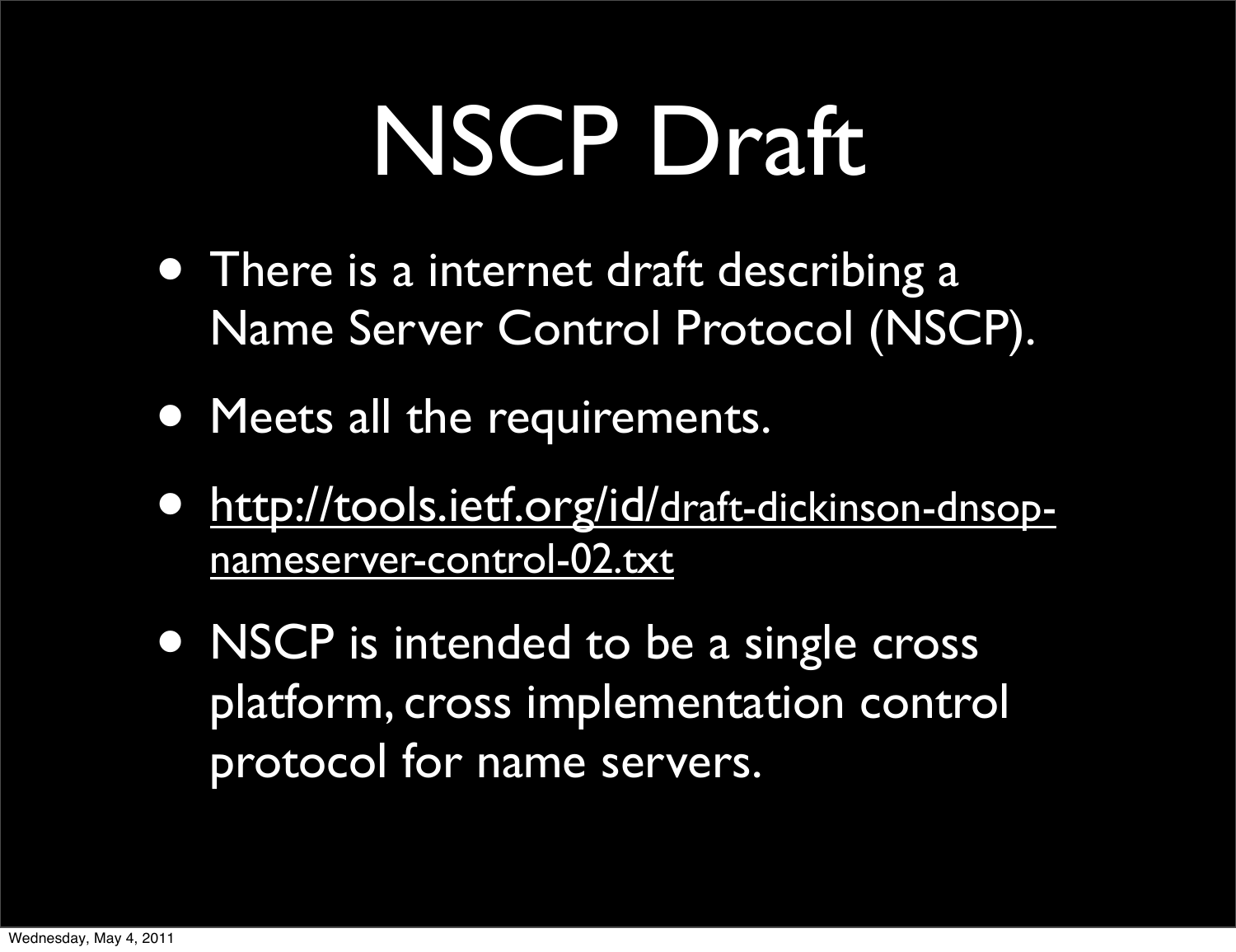# NSCP Draft

- There is a internet draft describing a Name Server Control Protocol (NSCP).
- Meets all the requirements.
- http://tools.ietf.org/id/draft-dickinson-dnsop-nameserver-control-02.txt
- NSCP is intended to be a single cross platform, cross implementation control protocol for name servers.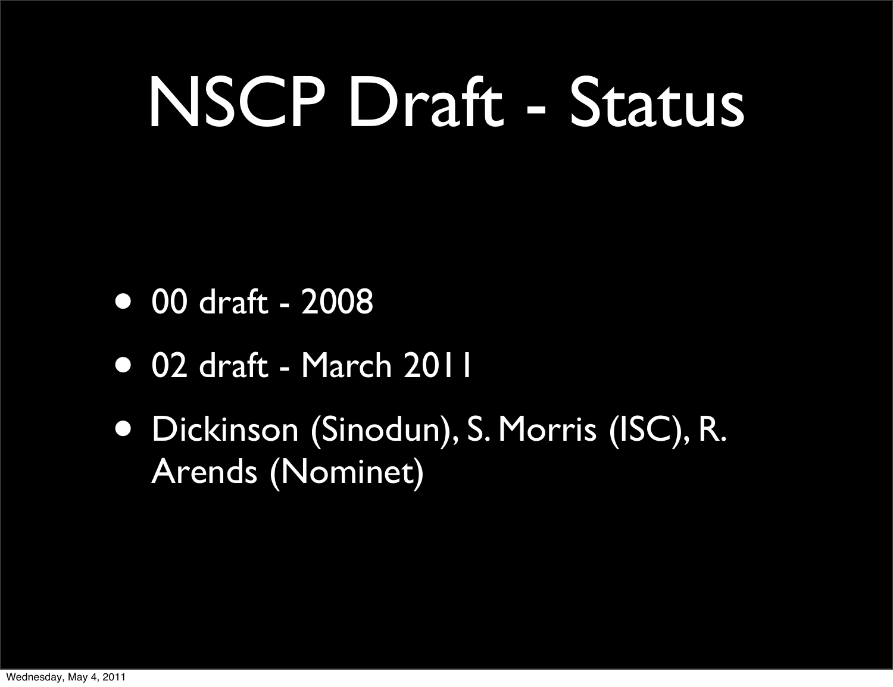# NSCP Draft - Status

- 00 draft - 2008
- 02 draft - March 2011
- Dickinson (Sinodun), S. Morris (ISC), R. Arends (Nominet)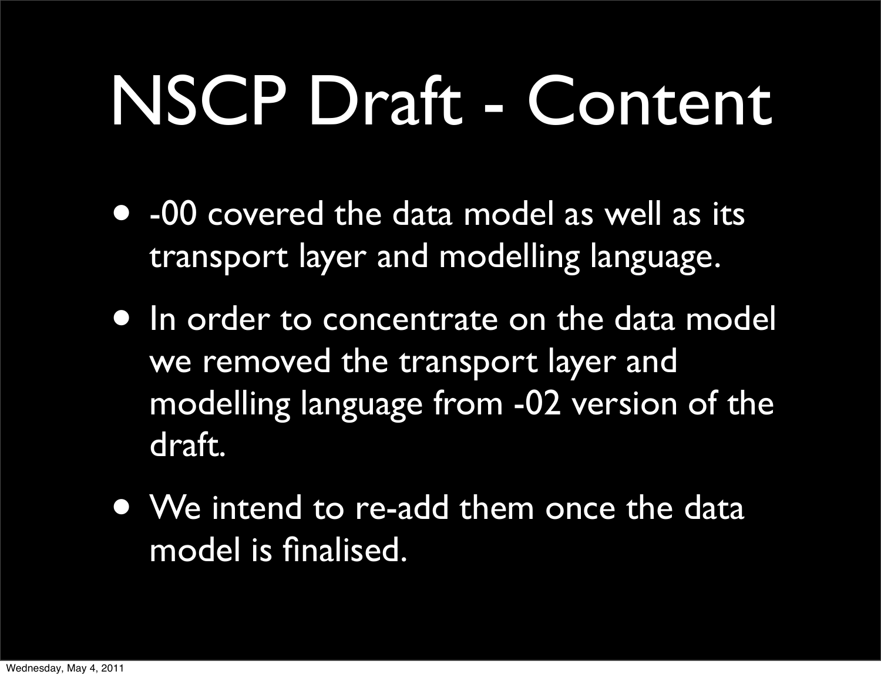# NSCP Draft - Content

- -00 covered the data model as well as its transport layer and modelling language.
- In order to concentrate on the data model we removed the transport layer and modelling language from -02 version of the draft.
- We intend to re-add them once the data model is finalised.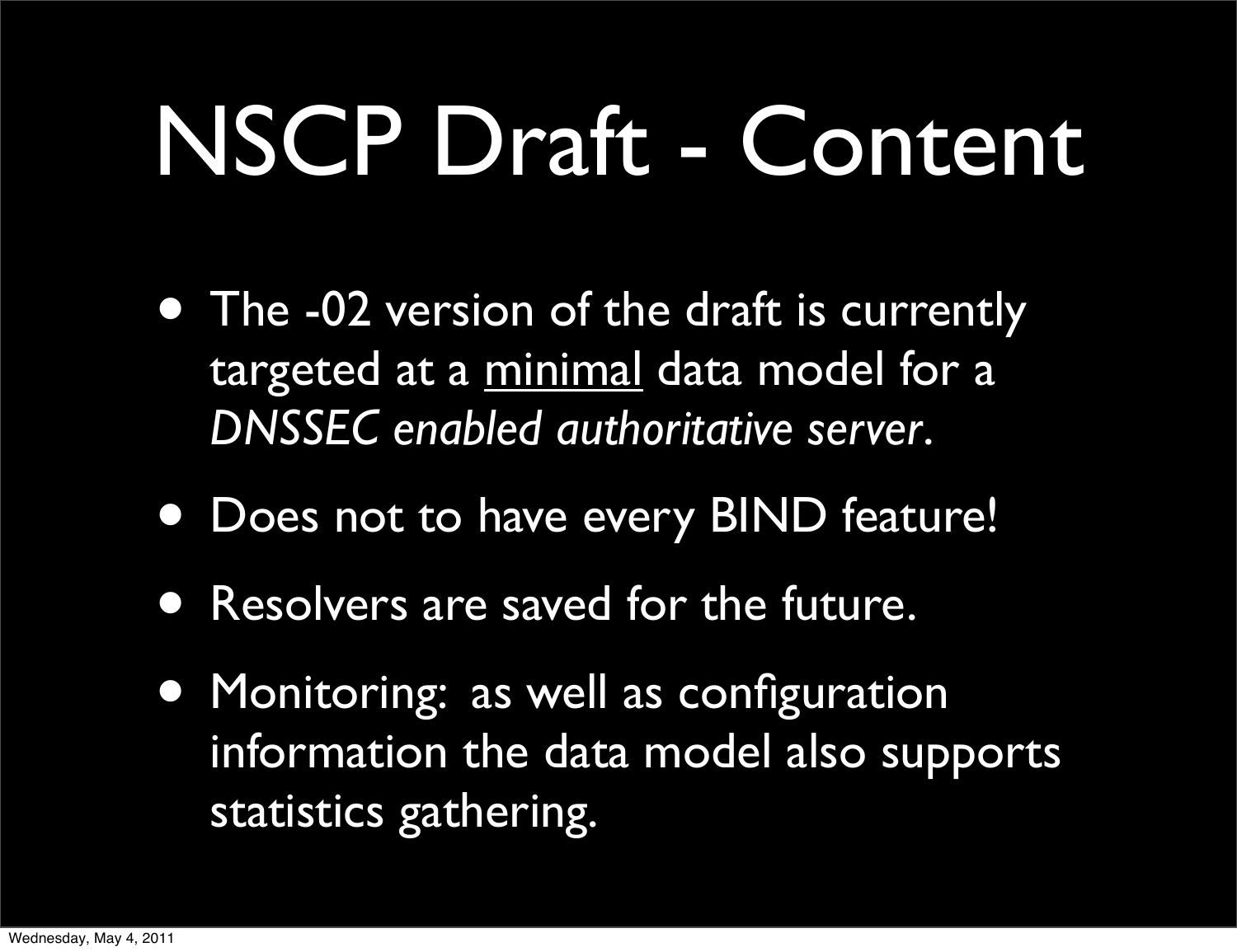# NSCP Draft - Content

- The -02 version of the draft is currently targeted at a <u>minimal</u> data model for a *DNSSEC enabled authoritative server.*
- Does not to have every BIND feature!
- Resolvers are saved for the future.
- Monitoring: as well as configuration information the data model also supports statistics gathering.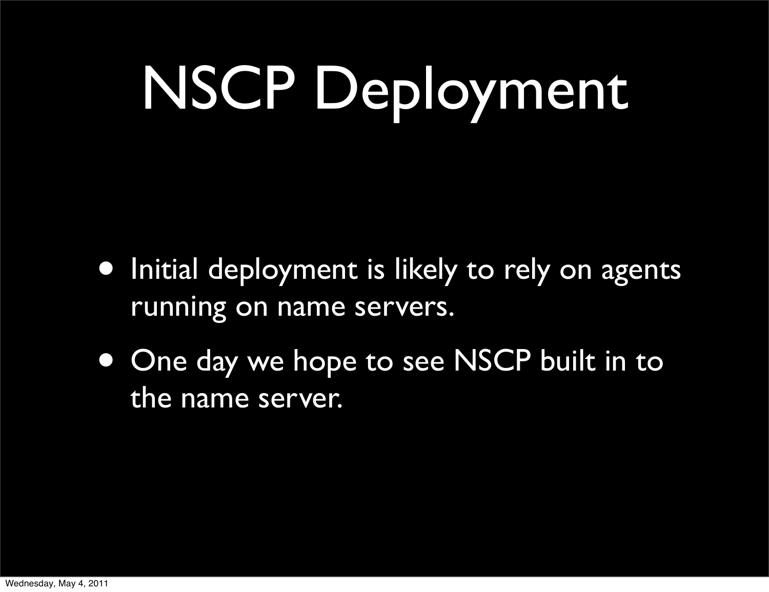# NSCP Deployment

- Initial deployment is likely to rely on agents running on name servers.
- One day we hope to see NSCP built in to the name server.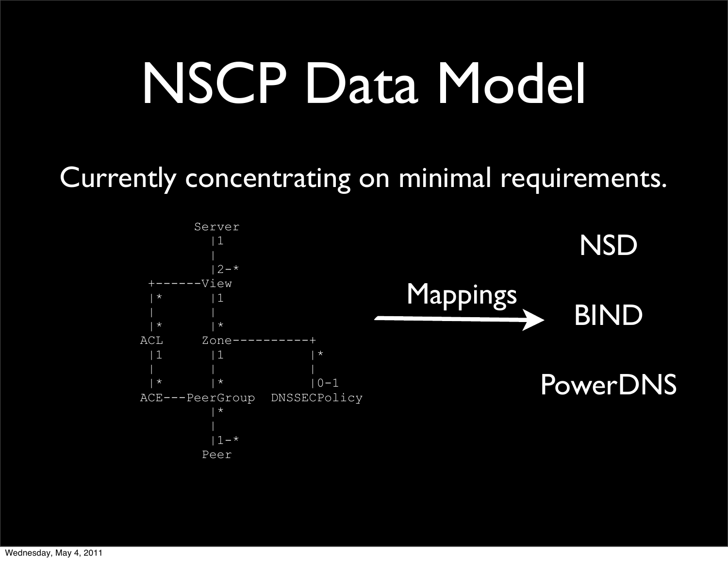# NSCP Data Model

Currently concentrating on minimal requirements.

```
          Server
            |1
            |
            |2-*
  +------View
  |*        |1
  |         |
  |*        |*
ACL      Zone----------+
  |1        |1            |*
  |         |             |
  |*        |*            |0-1
ACE---PeerGroup  DNSSECPolicy
            |*
            |
            |1-*
          Peer
```

Mappings →

NSD

BIND

PowerDNS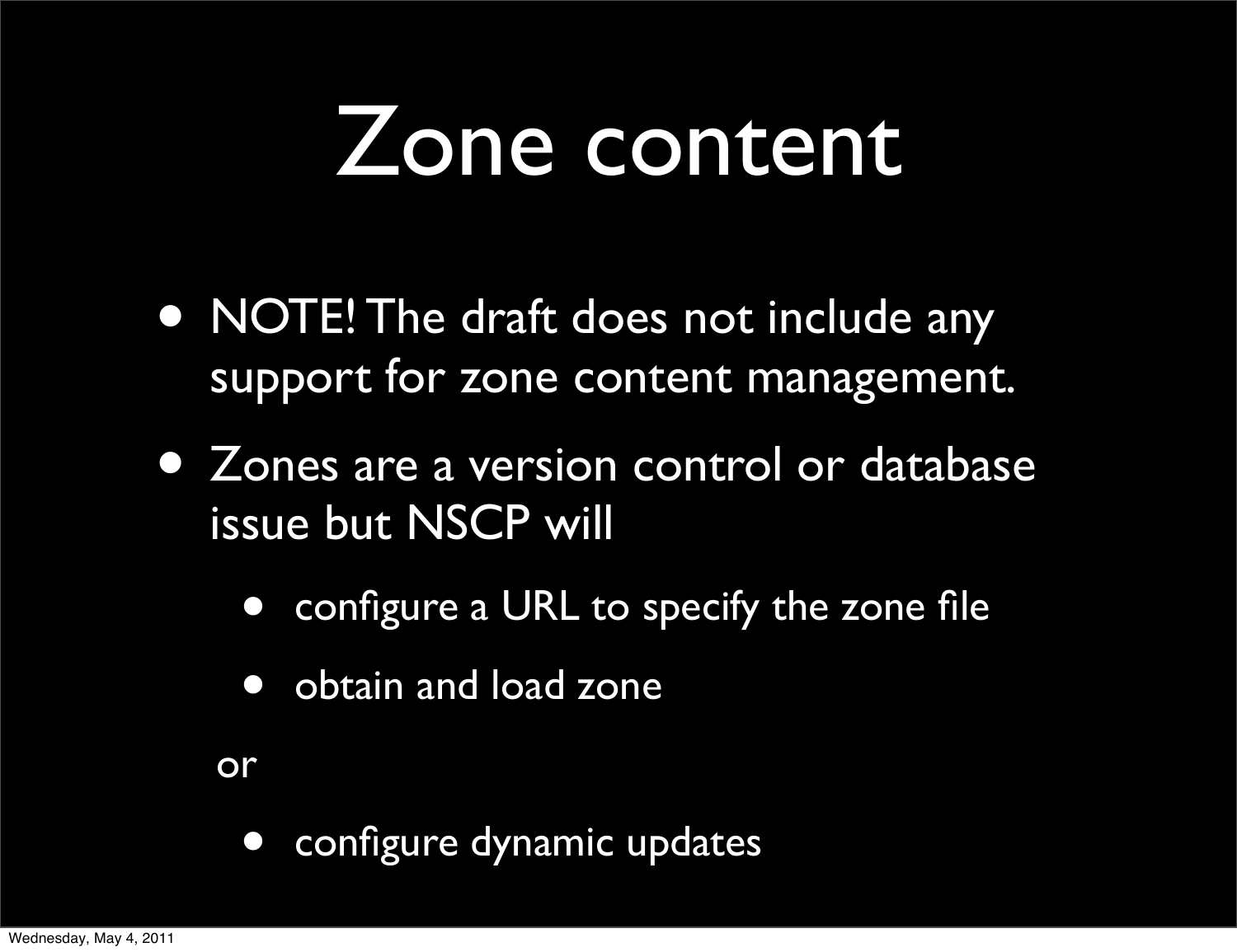# Zone content

- NOTE! The draft does not include any support for zone content management.
- Zones are a version control or database issue but NSCP will
  - configure a URL to specify the zone file
  - obtain and load zone

  or

  - configure dynamic updates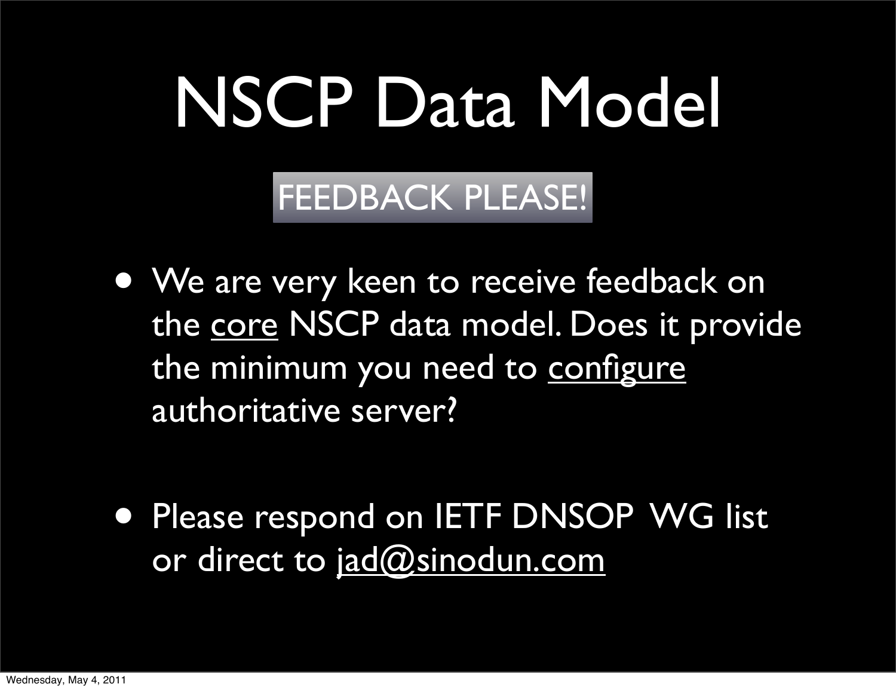# NSCP Data Model

FEEDBACK PLEASE!

- We are very keen to receive feedback on the core NSCP data model. Does it provide the minimum you need to configure authoritative server?

- Please respond on IETF DNSOP WG list or direct to jad@sinodun.com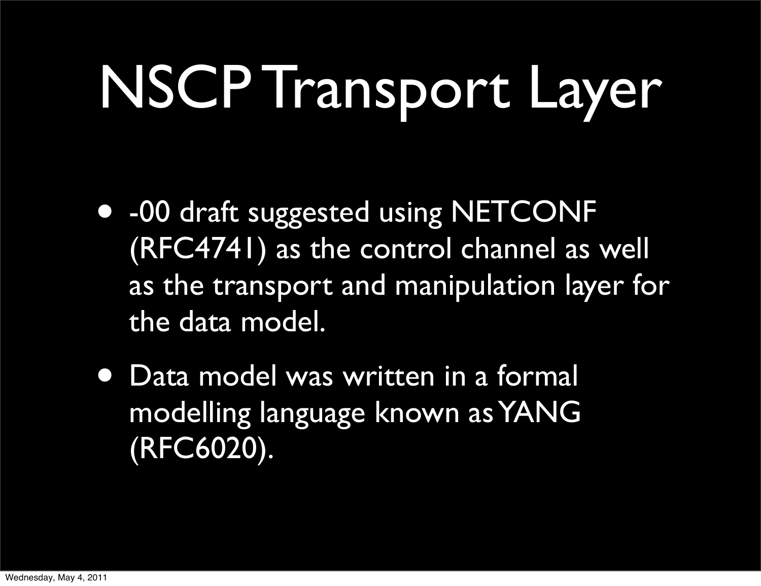# NSCP Transport Layer

- -00 draft suggested using NETCONF (RFC4741) as the control channel as well as the transport and manipulation layer for the data model.
- Data model was written in a formal modelling language known as YANG (RFC6020).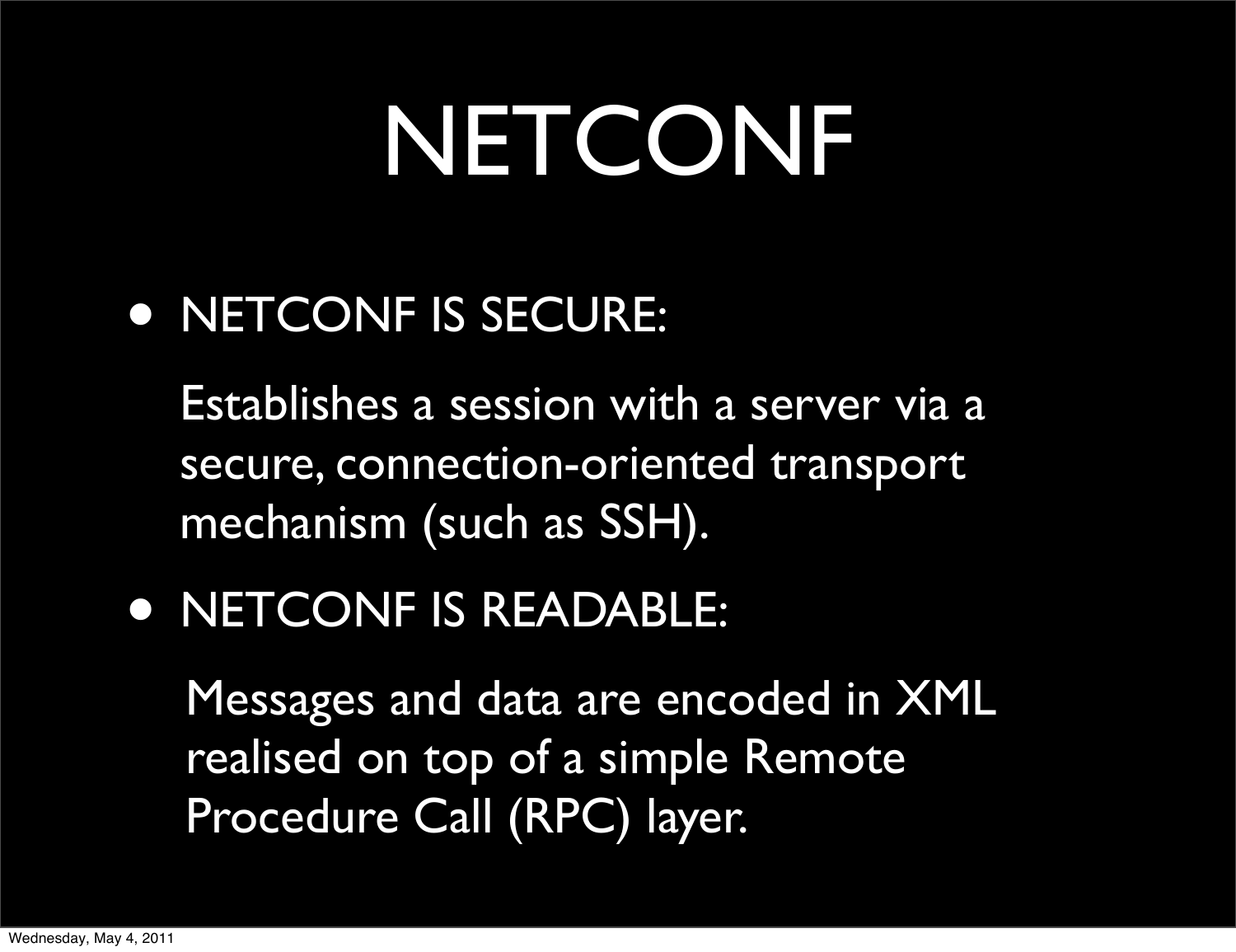# NETCONF

- NETCONF IS SECURE:

  Establishes a session with a server via a secure, connection-oriented transport mechanism (such as SSH).

- NETCONF IS READABLE:

  Messages and data are encoded in XML realised on top of a simple Remote Procedure Call (RPC) layer.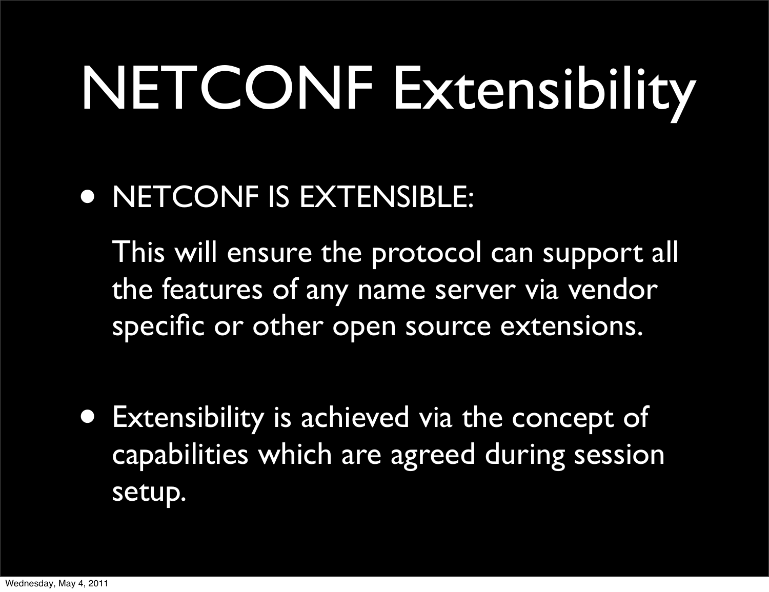# NETCONF Extensibility

- NETCONF IS EXTENSIBLE:

  This will ensure the protocol can support all the features of any name server via vendor specific or other open source extensions.

- Extensibility is achieved via the concept of capabilities which are agreed during session setup.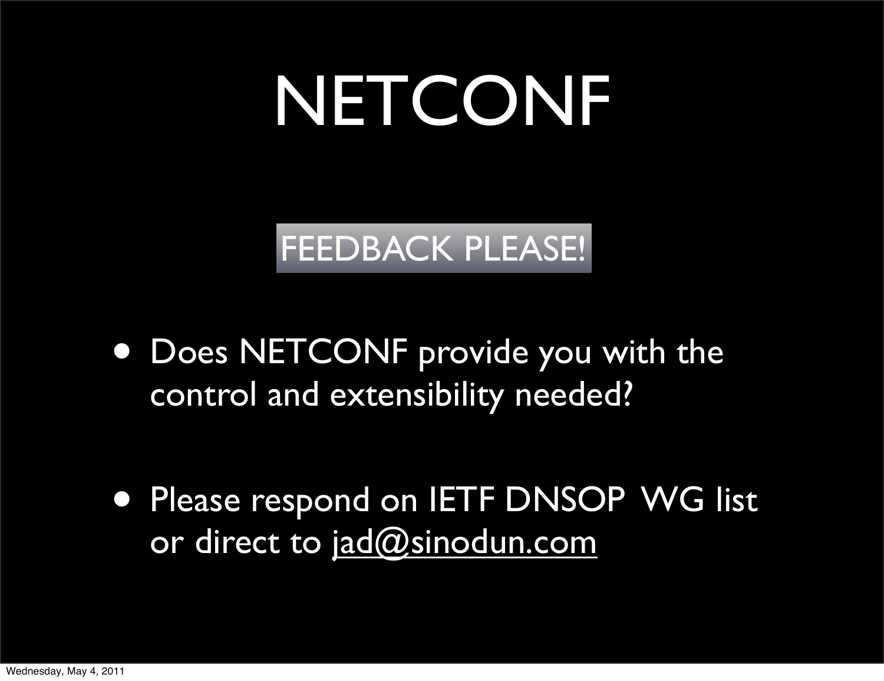# NETCONF

FEEDBACK PLEASE!

- Does NETCONF provide you with the control and extensibility needed?
- Please respond on IETF DNSOP WG list or direct to jad@sinodun.com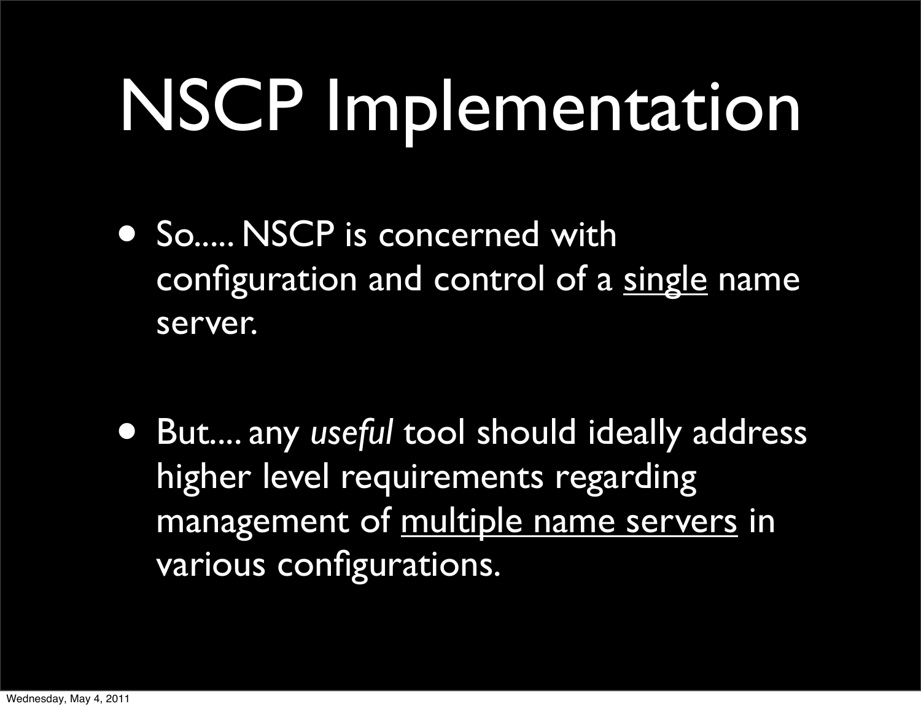# NSCP Implementation

- So..... NSCP is concerned with configuration and control of a <u>single</u> name server.

- But.... any *useful* tool should ideally address higher level requirements regarding management of <u>multiple name servers</u> in various configurations.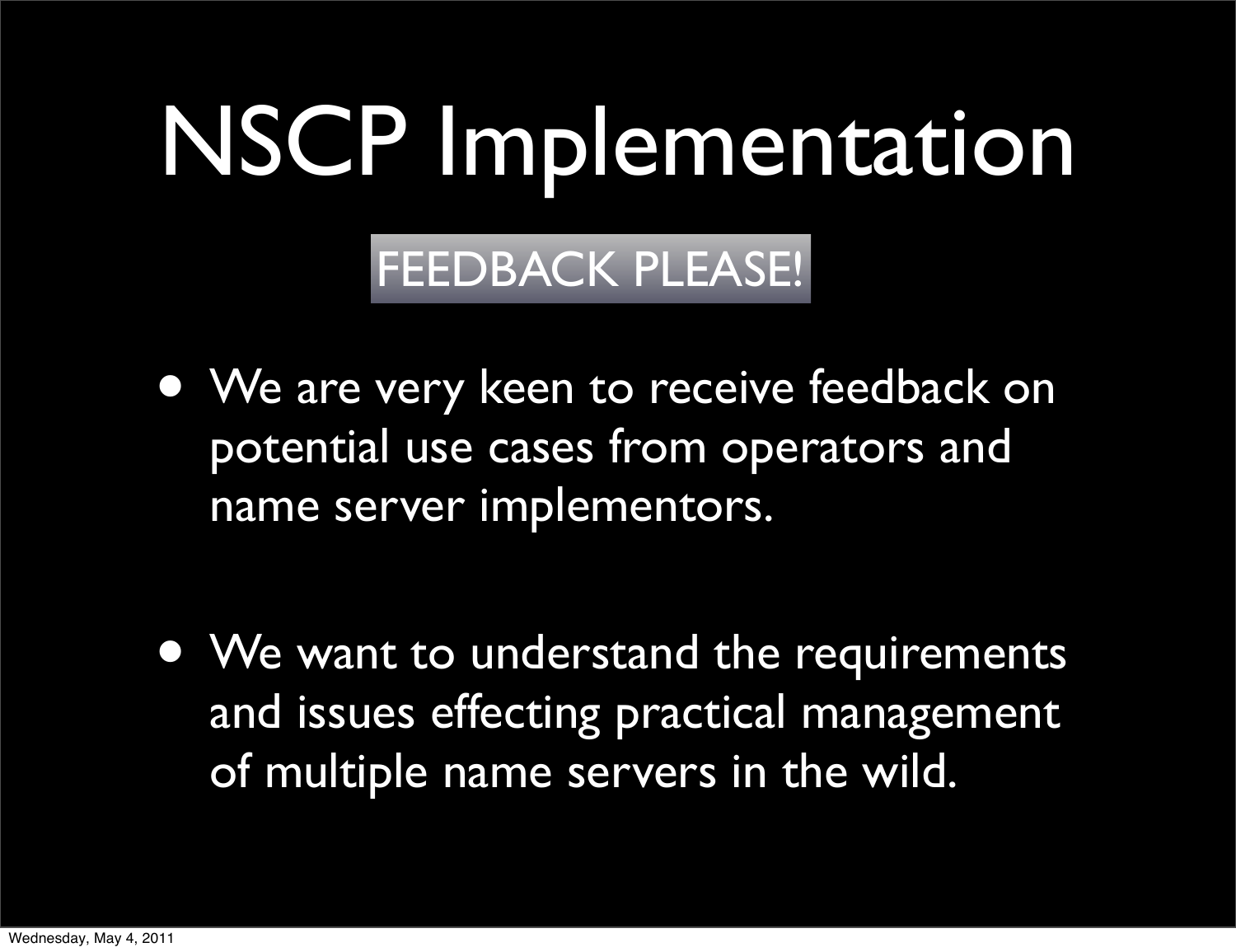# NSCP Implementation

FEEDBACK PLEASE!

- We are very keen to receive feedback on potential use cases from operators and name server implementors.
- We want to understand the requirements and issues effecting practical management of multiple name servers in the wild.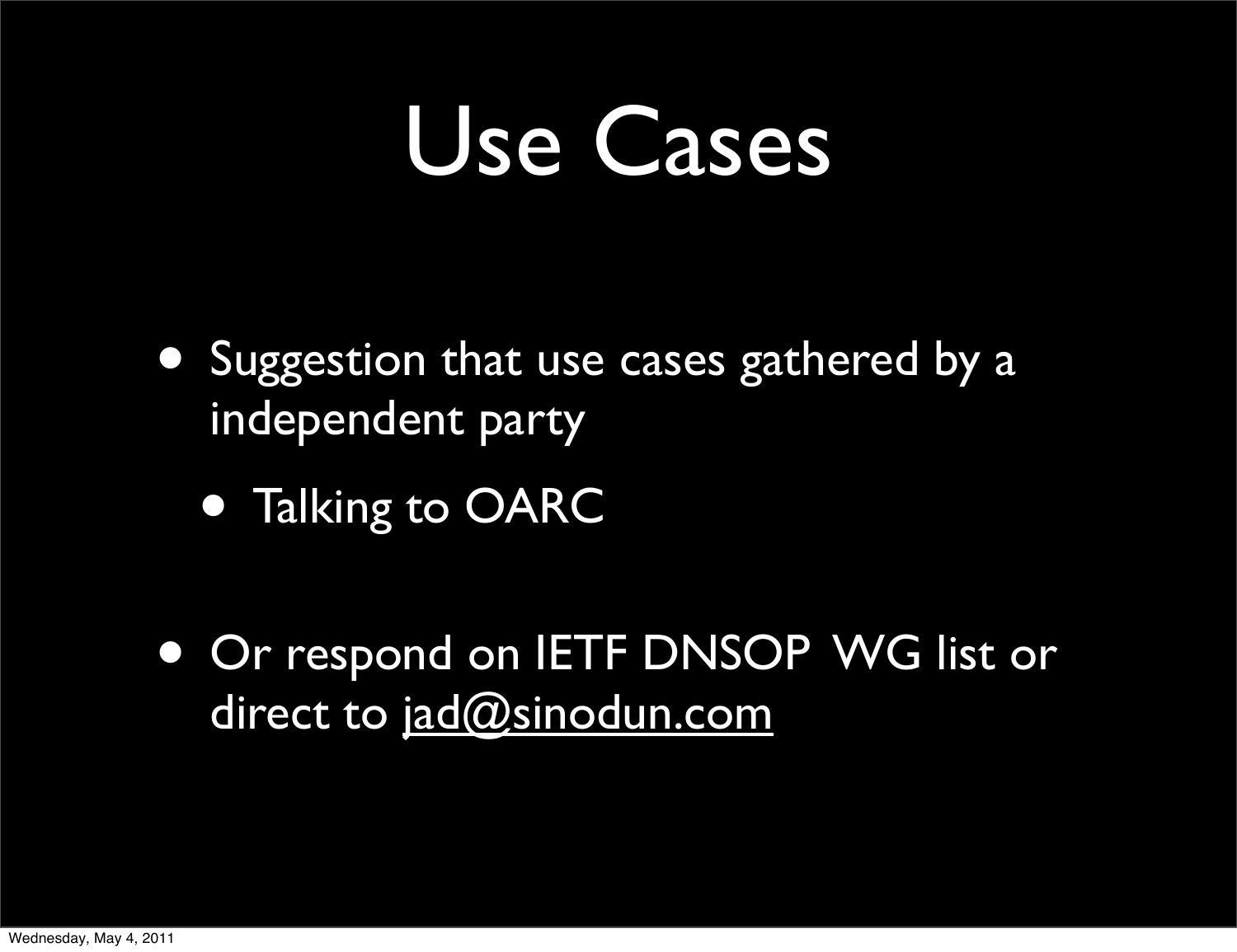# Use Cases

- Suggestion that use cases gathered by a independent party
  - Talking to OARC
- Or respond on IETF DNSOP WG list or direct to jad@sinodun.com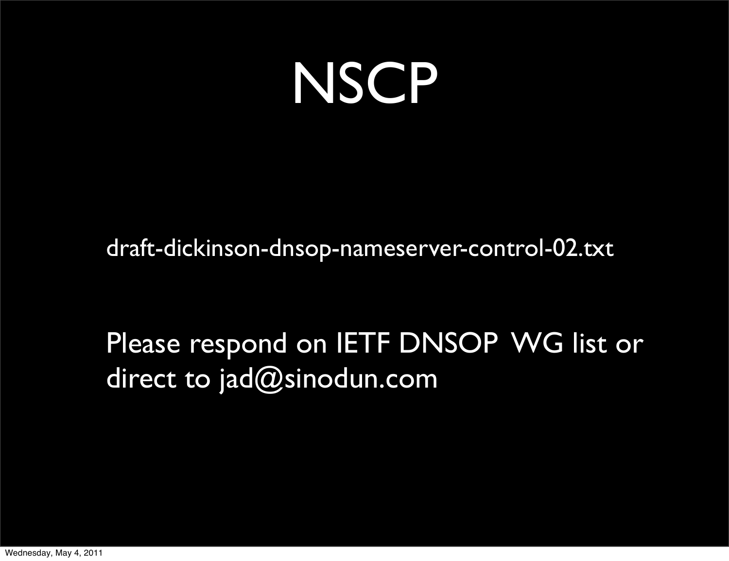# NSCP

draft-dickinson-dnsop-nameserver-control-02.txt

Please respond on IETF DNSOP WG list or direct to jad@sinodun.com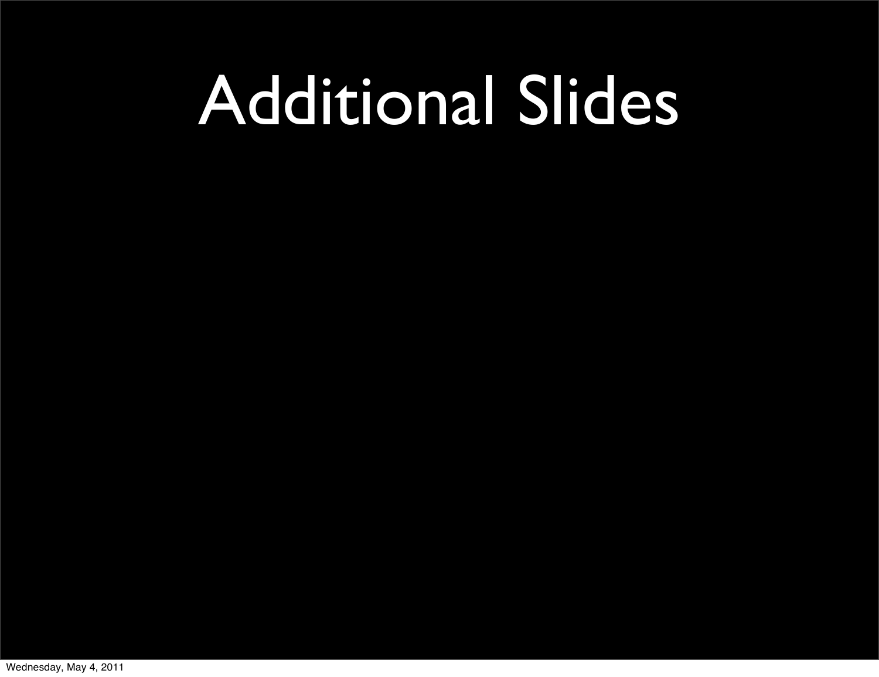# Additional Slides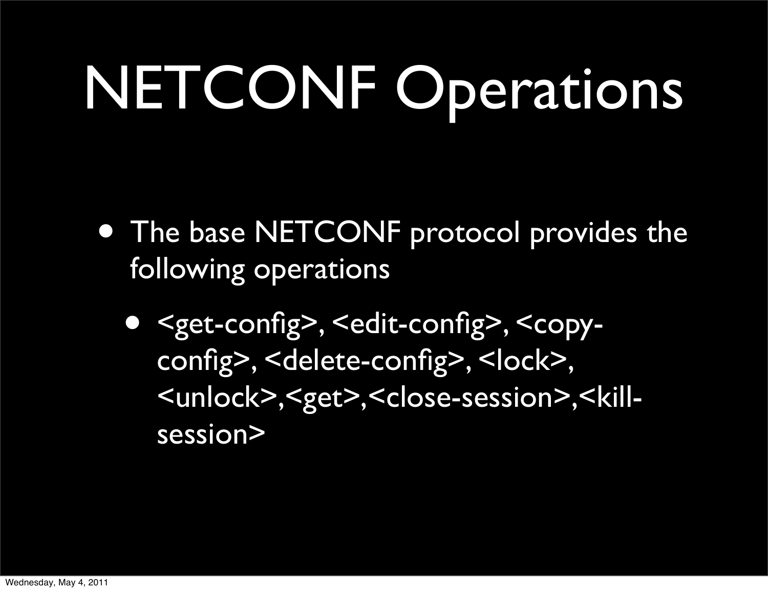# NETCONF Operations

- The base NETCONF protocol provides the following operations
  - <get-config>, <edit-config>, <copy-config>, <delete-config>, <lock>, <unlock>,<get>,<close-session>,<kill-session>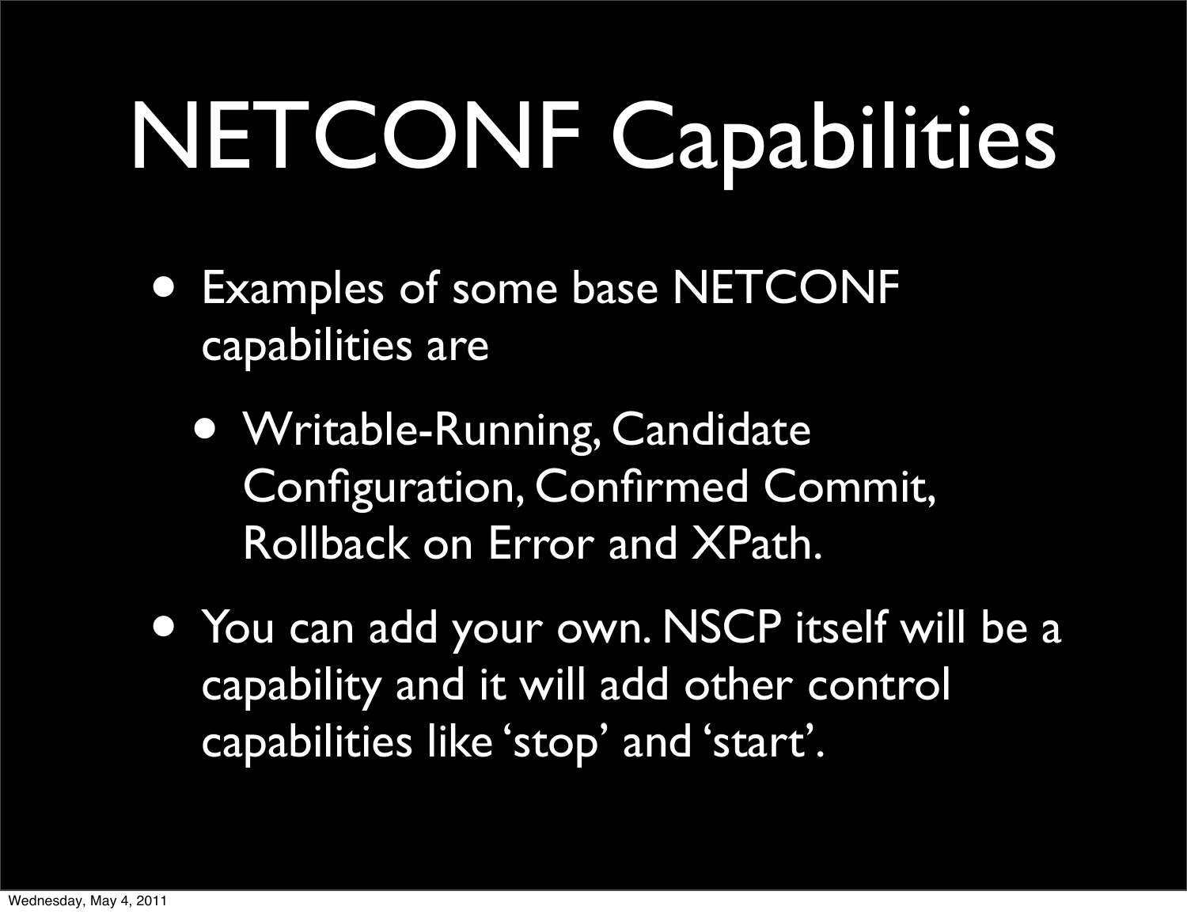# NETCONF Capabilities

- Examples of some base NETCONF capabilities are
  - Writable-Running, Candidate Configuration, Confirmed Commit, Rollback on Error and XPath.
- You can add your own. NSCP itself will be a capability and it will add other control capabilities like 'stop' and 'start'.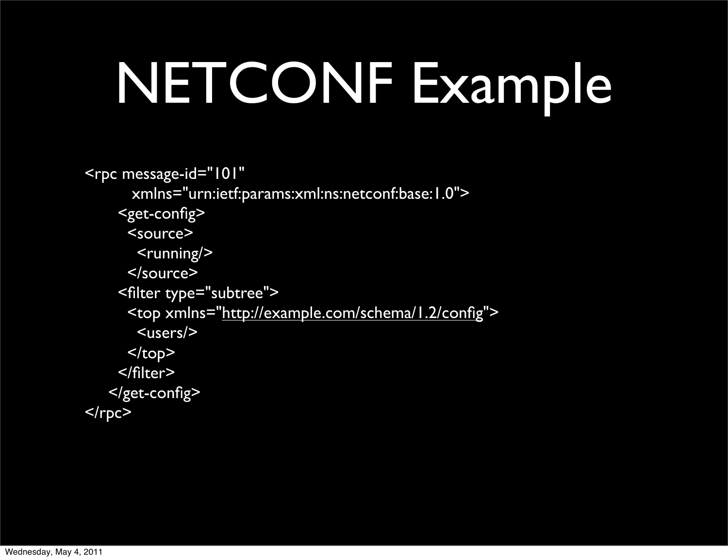# NETCONF Example

```
<rpc message-id="101"
     xmlns="urn:ietf:params:xml:ns:netconf:base:1.0">
   <get-config>
     <source>
       <running/>
     </source>
   <filter type="subtree">
     <top xmlns="http://example.com/schema/1.2/config">
       <users/>
     </top>
   </filter>
  </get-config>
</rpc>
```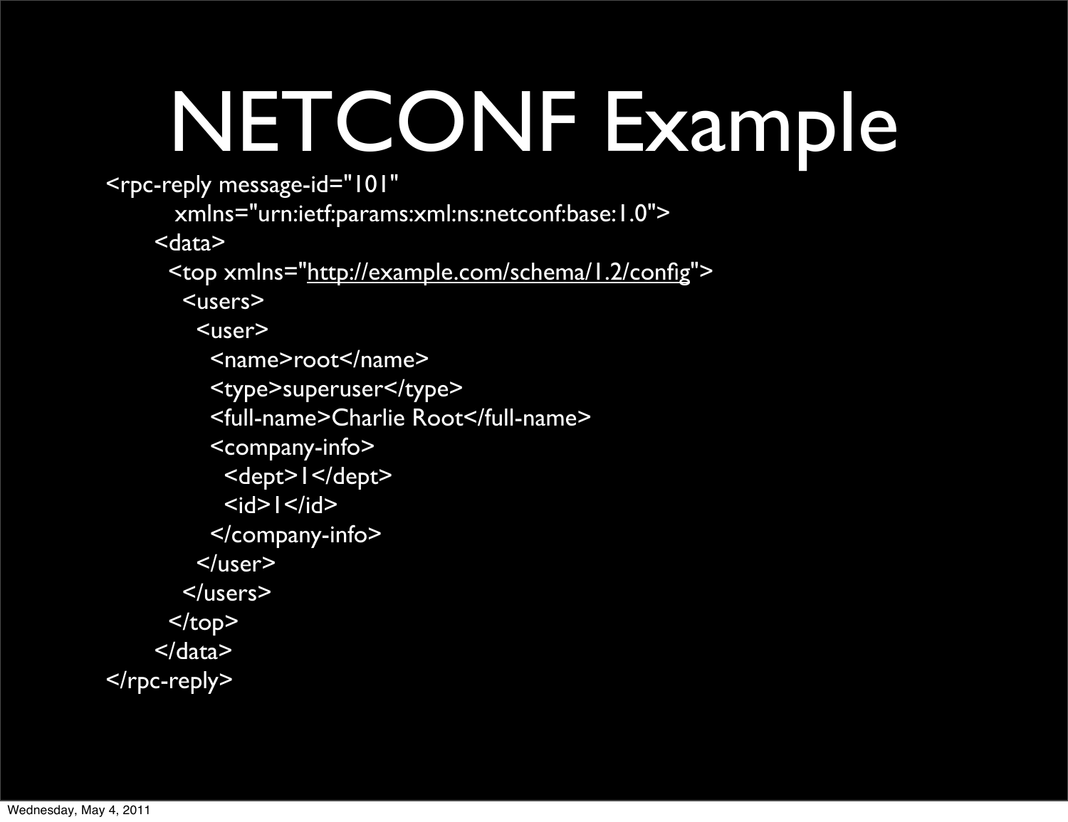# NETCONF Example

```
<rpc-reply message-id="101"
    xmlns="urn:ietf:params:xml:ns:netconf:base:1.0">
  <data>
    <top xmlns="http://example.com/schema/1.2/config">
      <users>
        <user>
          <name>root</name>
          <type>superuser</type>
          <full-name>Charlie Root</full-name>
          <company-info>
            <dept>1</dept>
            <id>1</id>
          </company-info>
        </user>
      </users>
    </top>
  </data>
</rpc-reply>
```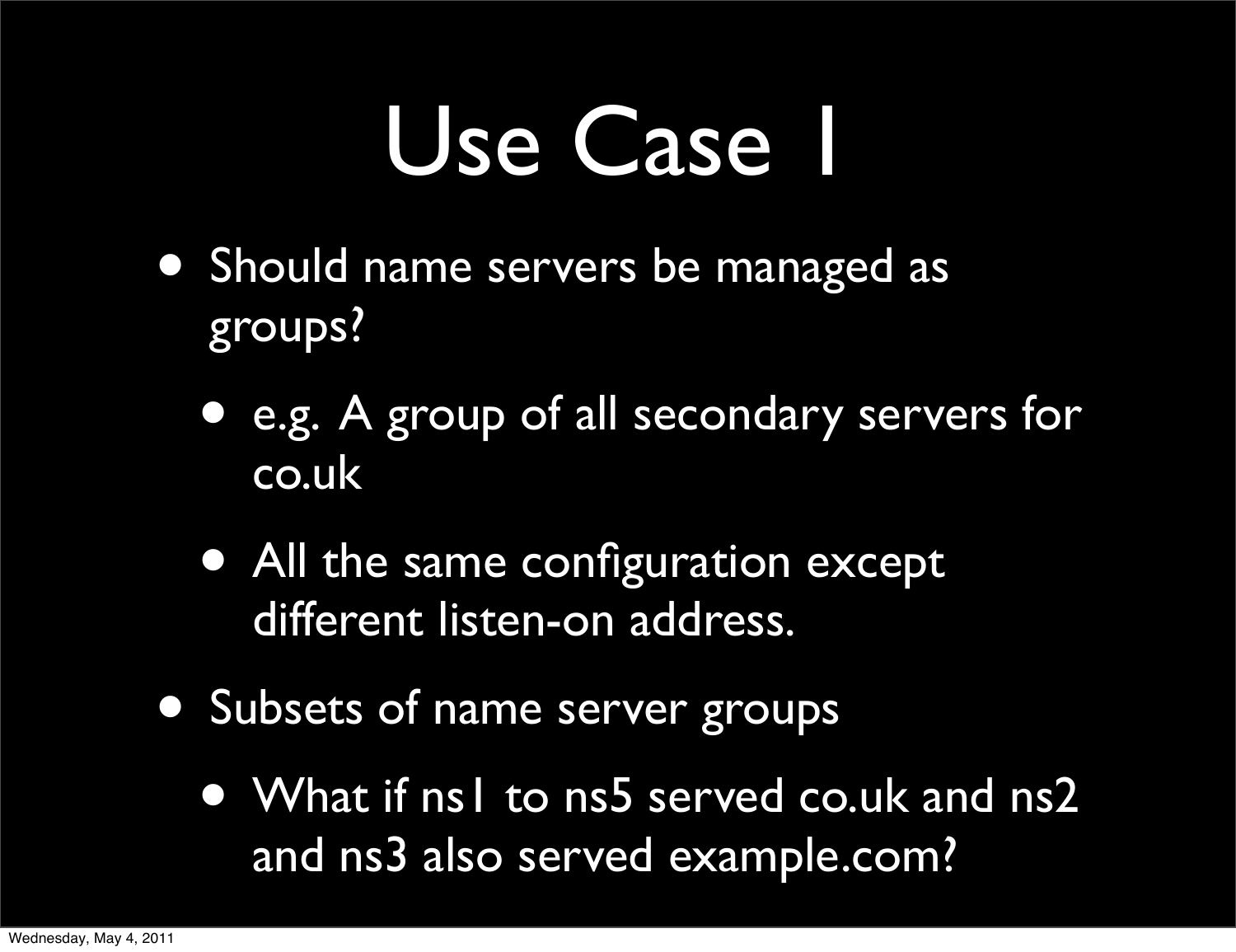# Use Case 1

- Should name servers be managed as groups?
  - e.g. A group of all secondary servers for co.uk
  - All the same configuration except different listen-on address.
- Subsets of name server groups
  - What if ns1 to ns5 served co.uk and ns2 and ns3 also served example.com?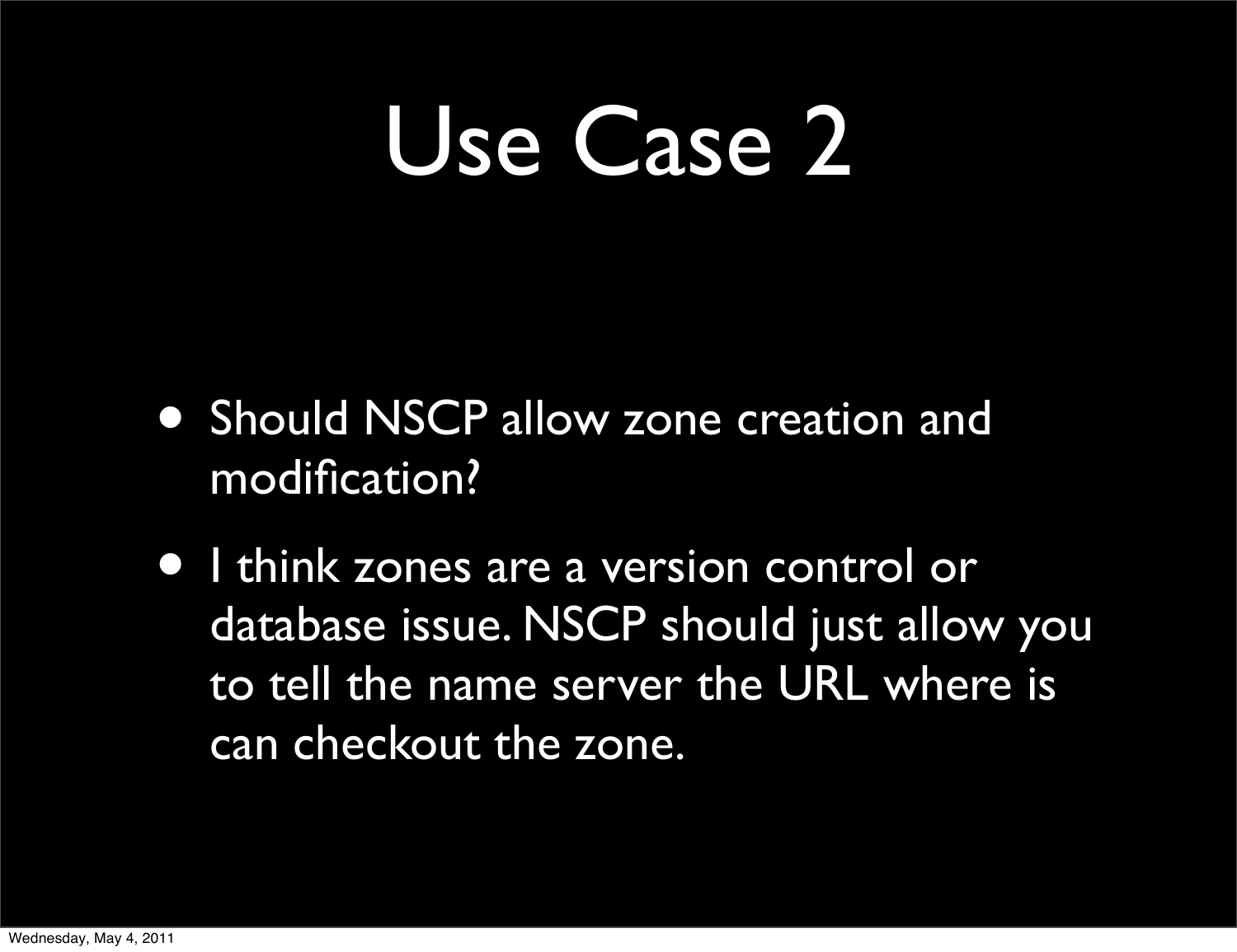# Use Case 2

- Should NSCP allow zone creation and modification?
- I think zones are a version control or database issue. NSCP should just allow you to tell the name server the URL where is can checkout the zone.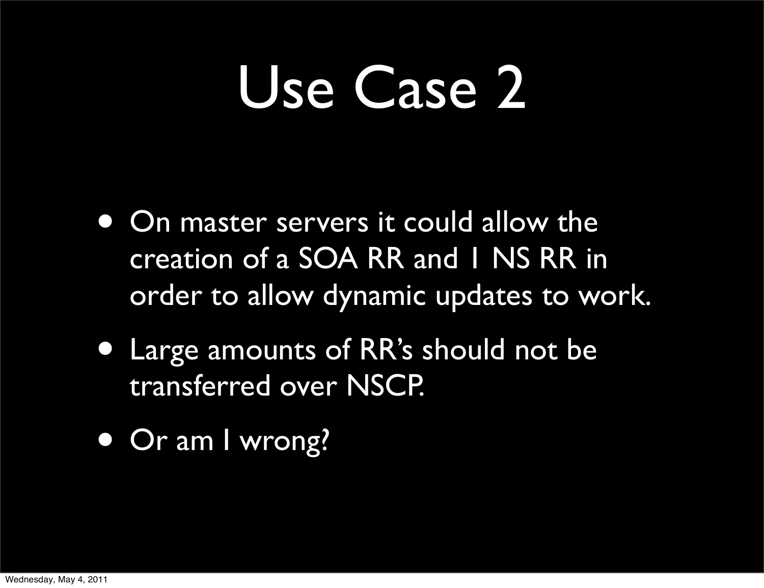# Use Case 2

- On master servers it could allow the creation of a SOA RR and 1 NS RR in order to allow dynamic updates to work.
- Large amounts of RR's should not be transferred over NSCP.
- Or am I wrong?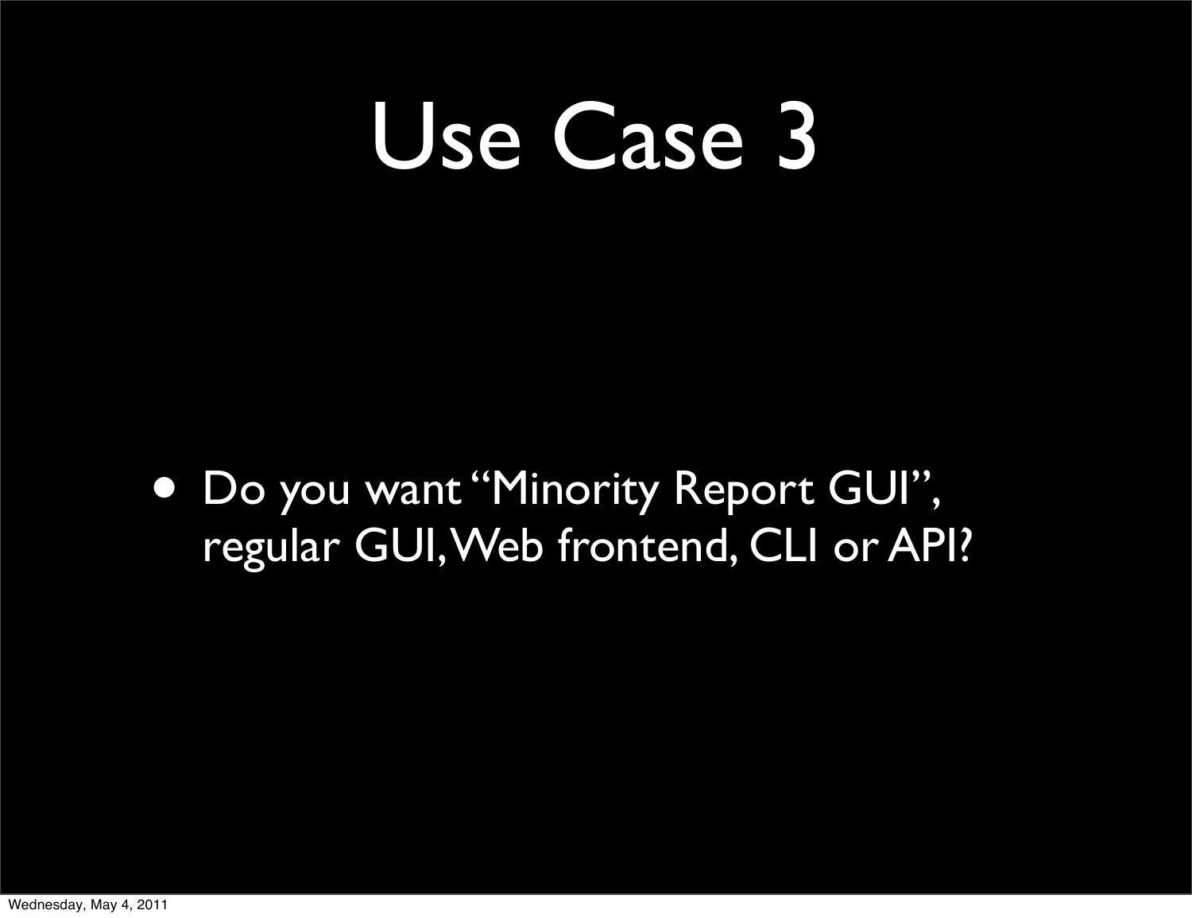# Use Case 3

- Do you want "Minority Report GUI", regular GUI, Web frontend, CLI or API?